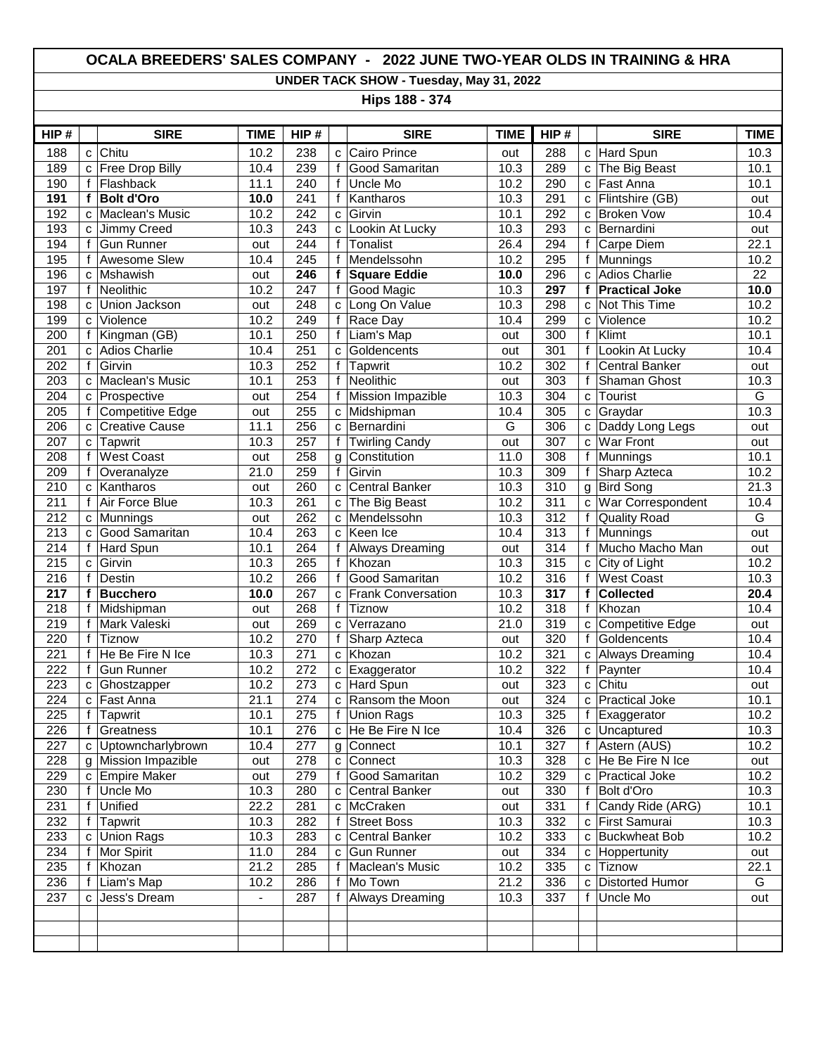# OCALA BREEDERS' SALES COMPANY - 2022 JUNE TWO-YEAR OLDS IN TRAINING & HRA

## UNDER TACK SHOW - Tuesday, May 31, 2022

### Hips 188 - 374

| HIP # | | SIRE | TIME | HIP # | | SIRE | TIME | HIP # | | SIRE | TIME |
|---|---|---|---|---|---|---|---|---|---|---|---|
| 188 | c | Chitu | 10.2 | 238 | c | Cairo Prince | out | 288 | c | Hard Spun | 10.3 |
| 189 | c | Free Drop Billy | 10.4 | 239 | f | Good Samaritan | 10.3 | 289 | c | The Big Beast | 10.1 |
| 190 | f | Flashback | 11.1 | 240 | f | Uncle Mo | 10.2 | 290 | c | Fast Anna | 10.1 |
| **191** | **f** | **Bolt d'Oro** | **10.0** | 241 | f | Kantharos | 10.3 | 291 | c | Flintshire (GB) | out |
| 192 | c | Maclean's Music | 10.2 | 242 | c | Girvin | 10.1 | 292 | c | Broken Vow | 10.4 |
| 193 | c | Jimmy Creed | 10.3 | 243 | c | Lookin At Lucky | 10.3 | 293 | c | Bernardini | out |
| 194 | f | Gun Runner | out | 244 | f | Tonalist | 26.4 | 294 | f | Carpe Diem | 22.1 |
| 195 | f | Awesome Slew | 10.4 | 245 | f | Mendelssohn | 10.2 | 295 | f | Munnings | 10.2 |
| 196 | c | Mshawish | out | **246** | **f** | **Square Eddie** | **10.0** | 296 | c | Adios Charlie | 22 |
| 197 | f | Neolithic | 10.2 | 247 | f | Good Magic | 10.3 | **297** | **f** | **Practical Joke** | **10.0** |
| 198 | c | Union Jackson | out | 248 | c | Long On Value | 10.3 | 298 | c | Not This Time | 10.2 |
| 199 | c | Violence | 10.2 | 249 | f | Race Day | 10.4 | 299 | c | Violence | 10.2 |
| 200 | f | Kingman (GB) | 10.1 | 250 | f | Liam's Map | out | 300 | f | Klimt | 10.1 |
| 201 | c | Adios Charlie | 10.4 | 251 | c | Goldencents | out | 301 | f | Lookin At Lucky | 10.4 |
| 202 | f | Girvin | 10.3 | 252 | f | Tapwrit | 10.2 | 302 | f | Central Banker | out |
| 203 | c | Maclean's Music | 10.1 | 253 | f | Neolithic | out | 303 | f | Shaman Ghost | 10.3 |
| 204 | c | Prospective | out | 254 | f | Mission Impazible | 10.3 | 304 | c | Tourist | G |
| 205 | f | Competitive Edge | out | 255 | c | Midshipman | 10.4 | 305 | c | Graydar | 10.3 |
| 206 | c | Creative Cause | 11.1 | 256 | c | Bernardini | G | 306 | c | Daddy Long Legs | out |
| 207 | c | Tapwrit | 10.3 | 257 | f | Twirling Candy | out | 307 | c | War Front | out |
| 208 | f | West Coast | out | 258 | g | Constitution | 11.0 | 308 | f | Munnings | 10.1 |
| 209 | f | Overanalyze | 21.0 | 259 | f | Girvin | 10.3 | 309 | f | Sharp Azteca | 10.2 |
| 210 | c | Kantharos | out | 260 | c | Central Banker | 10.3 | 310 | g | Bird Song | 21.3 |
| 211 | f | Air Force Blue | 10.3 | 261 | c | The Big Beast | 10.2 | 311 | c | War Correspondent | 10.4 |
| 212 | c | Munnings | out | 262 | c | Mendelssohn | 10.3 | 312 | f | Quality Road | G |
| 213 | c | Good Samaritan | 10.4 | 263 | c | Keen Ice | 10.4 | 313 | f | Munnings | out |
| 214 | f | Hard Spun | 10.1 | 264 | f | Always Dreaming | out | 314 | f | Mucho Macho Man | out |
| 215 | c | Girvin | 10.3 | 265 | f | Khozan | 10.3 | 315 | c | City of Light | 10.2 |
| 216 | f | Destin | 10.2 | 266 | f | Good Samaritan | 10.2 | 316 | f | West Coast | 10.3 |
| **217** | **f** | **Bucchero** | **10.0** | 267 | c | Frank Conversation | 10.3 | **317** | **f** | **Collected** | **20.4** |
| 218 | f | Midshipman | out | 268 | f | Tiznow | 10.2 | 318 | f | Khozan | 10.4 |
| 219 | f | Mark Valeski | out | 269 | c | Verrazano | 21.0 | 319 | c | Competitive Edge | out |
| 220 | f | Tiznow | 10.2 | 270 | f | Sharp Azteca | out | 320 | f | Goldencents | 10.4 |
| 221 | f | He Be Fire N Ice | 10.3 | 271 | c | Khozan | 10.2 | 321 | c | Always Dreaming | 10.4 |
| 222 | f | Gun Runner | 10.2 | 272 | c | Exaggerator | 10.2 | 322 | f | Paynter | 10.4 |
| 223 | c | Ghostzapper | 10.2 | 273 | c | Hard Spun | out | 323 | c | Chitu | out |
| 224 | c | Fast Anna | 21.1 | 274 | c | Ransom the Moon | out | 324 | c | Practical Joke | 10.1 |
| 225 | f | Tapwrit | 10.1 | 275 | f | Union Rags | 10.3 | 325 | f | Exaggerator | 10.2 |
| 226 | f | Greatness | 10.1 | 276 | c | He Be Fire N Ice | 10.4 | 326 | c | Uncaptured | 10.3 |
| 227 | c | Uptowncharlybrown | 10.4 | 277 | g | Connect | 10.1 | 327 | f | Astern (AUS) | 10.2 |
| 228 | g | Mission Impazible | out | 278 | c | Connect | 10.3 | 328 | c | He Be Fire N Ice | out |
| 229 | c | Empire Maker | out | 279 | f | Good Samaritan | 10.2 | 329 | c | Practical Joke | 10.2 |
| 230 | f | Uncle Mo | 10.3 | 280 | c | Central Banker | out | 330 | f | Bolt d'Oro | 10.3 |
| 231 | f | Unified | 22.2 | 281 | c | McCraken | out | 331 | f | Candy Ride (ARG) | 10.1 |
| 232 | f | Tapwrit | 10.3 | 282 | f | Street Boss | 10.3 | 332 | c | First Samurai | 10.3 |
| 233 | c | Union Rags | 10.3 | 283 | c | Central Banker | 10.2 | 333 | c | Buckwheat Bob | 10.2 |
| 234 | f | Mor Spirit | 11.0 | 284 | c | Gun Runner | out | 334 | c | Hoppertunity | out |
| 235 | f | Khozan | 21.2 | 285 | f | Maclean's Music | 10.2 | 335 | c | Tiznow | 22.1 |
| 236 | f | Liam's Map | 10.2 | 286 | f | Mo Town | 21.2 | 336 | c | Distorted Humor | G |
| 237 | c | Jess's Dream | - | 287 | f | Always Dreaming | 10.3 | 337 | f | Uncle Mo | out |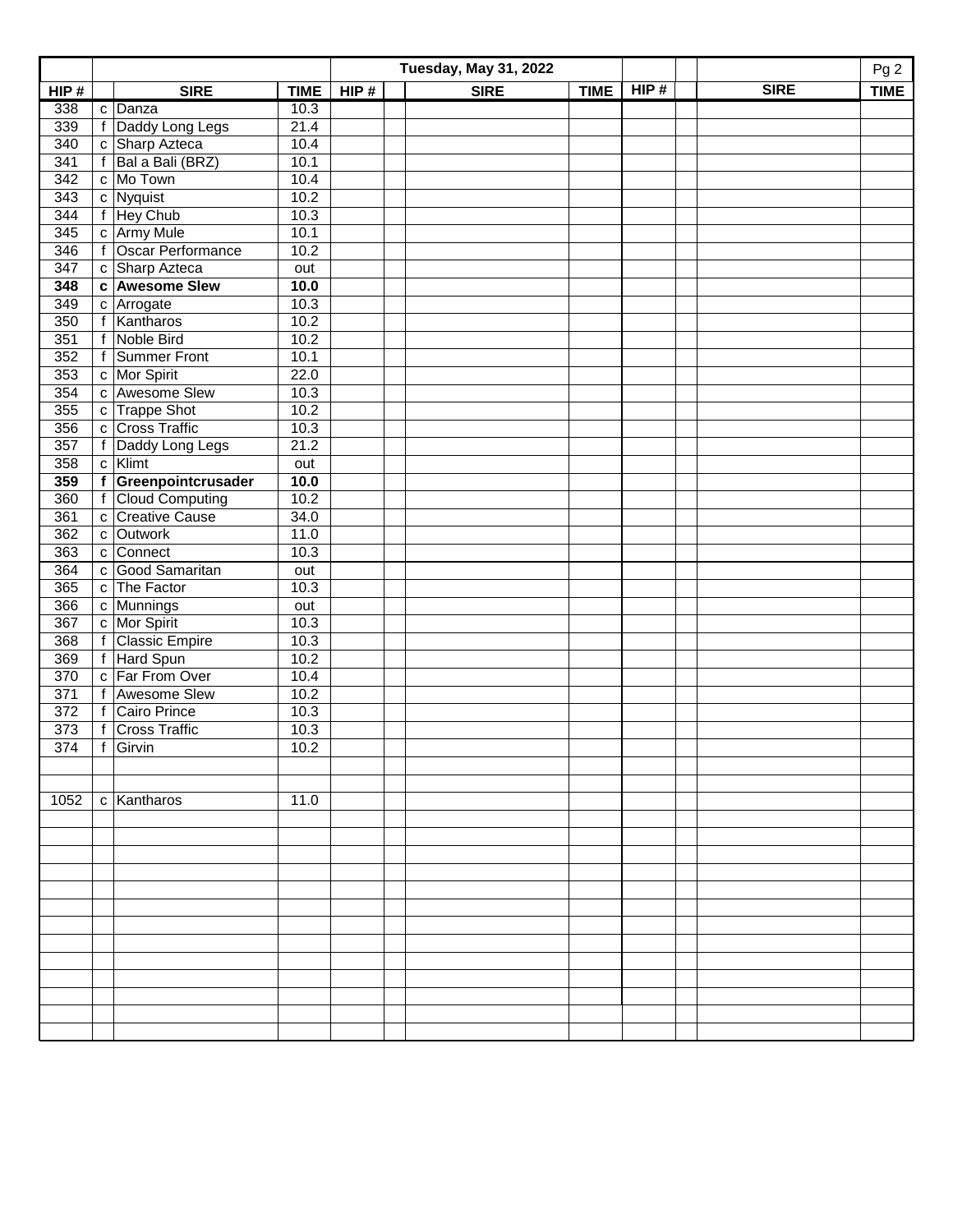| | | | | | | Tuesday, May 31, 2022 | | | | | |
|---|---|---|---|---|---|---|---|---|---|---|---|
| HIP # | | SIRE | TIME | HIP # | | SIRE | TIME | HIP # | | SIRE | TIME |
| 338 | c | Danza | 10.3 | | | | | | | | |
| 339 | f | Daddy Long Legs | 21.4 | | | | | | | | |
| 340 | c | Sharp Azteca | 10.4 | | | | | | | | |
| 341 | f | Bal a Bali (BRZ) | 10.1 | | | | | | | | |
| 342 | c | Mo Town | 10.4 | | | | | | | | |
| 343 | c | Nyquist | 10.2 | | | | | | | | |
| 344 | f | Hey Chub | 10.3 | | | | | | | | |
| 345 | c | Army Mule | 10.1 | | | | | | | | |
| 346 | f | Oscar Performance | 10.2 | | | | | | | | |
| 347 | c | Sharp Azteca | out | | | | | | | | |
| **348** | **c** | **Awesome Slew** | **10.0** | | | | | | | | |
| 349 | c | Arrogate | 10.3 | | | | | | | | |
| 350 | f | Kantharos | 10.2 | | | | | | | | |
| 351 | f | Noble Bird | 10.2 | | | | | | | | |
| 352 | f | Summer Front | 10.1 | | | | | | | | |
| 353 | c | Mor Spirit | 22.0 | | | | | | | | |
| 354 | c | Awesome Slew | 10.3 | | | | | | | | |
| 355 | c | Trappe Shot | 10.2 | | | | | | | | |
| 356 | c | Cross Traffic | 10.3 | | | | | | | | |
| 357 | f | Daddy Long Legs | 21.2 | | | | | | | | |
| 358 | c | Klimt | out | | | | | | | | |
| **359** | **f** | **Greenpointcrusader** | **10.0** | | | | | | | | |
| 360 | f | Cloud Computing | 10.2 | | | | | | | | |
| 361 | c | Creative Cause | 34.0 | | | | | | | | |
| 362 | c | Outwork | 11.0 | | | | | | | | |
| 363 | c | Connect | 10.3 | | | | | | | | |
| 364 | c | Good Samaritan | out | | | | | | | | |
| 365 | c | The Factor | 10.3 | | | | | | | | |
| 366 | c | Munnings | out | | | | | | | | |
| 367 | c | Mor Spirit | 10.3 | | | | | | | | |
| 368 | f | Classic Empire | 10.3 | | | | | | | | |
| 369 | f | Hard Spun | 10.2 | | | | | | | | |
| 370 | c | Far From Over | 10.4 | | | | | | | | |
| 371 | f | Awesome Slew | 10.2 | | | | | | | | |
| 372 | f | Cairo Prince | 10.3 | | | | | | | | |
| 373 | f | Cross Traffic | 10.3 | | | | | | | | |
| 374 | f | Girvin | 10.2 | | | | | | | | |
| | | | | | | | | | | | |
| | | | | | | | | | | | |
| 1052 | c | Kantharos | 11.0 | | | | | | | | |